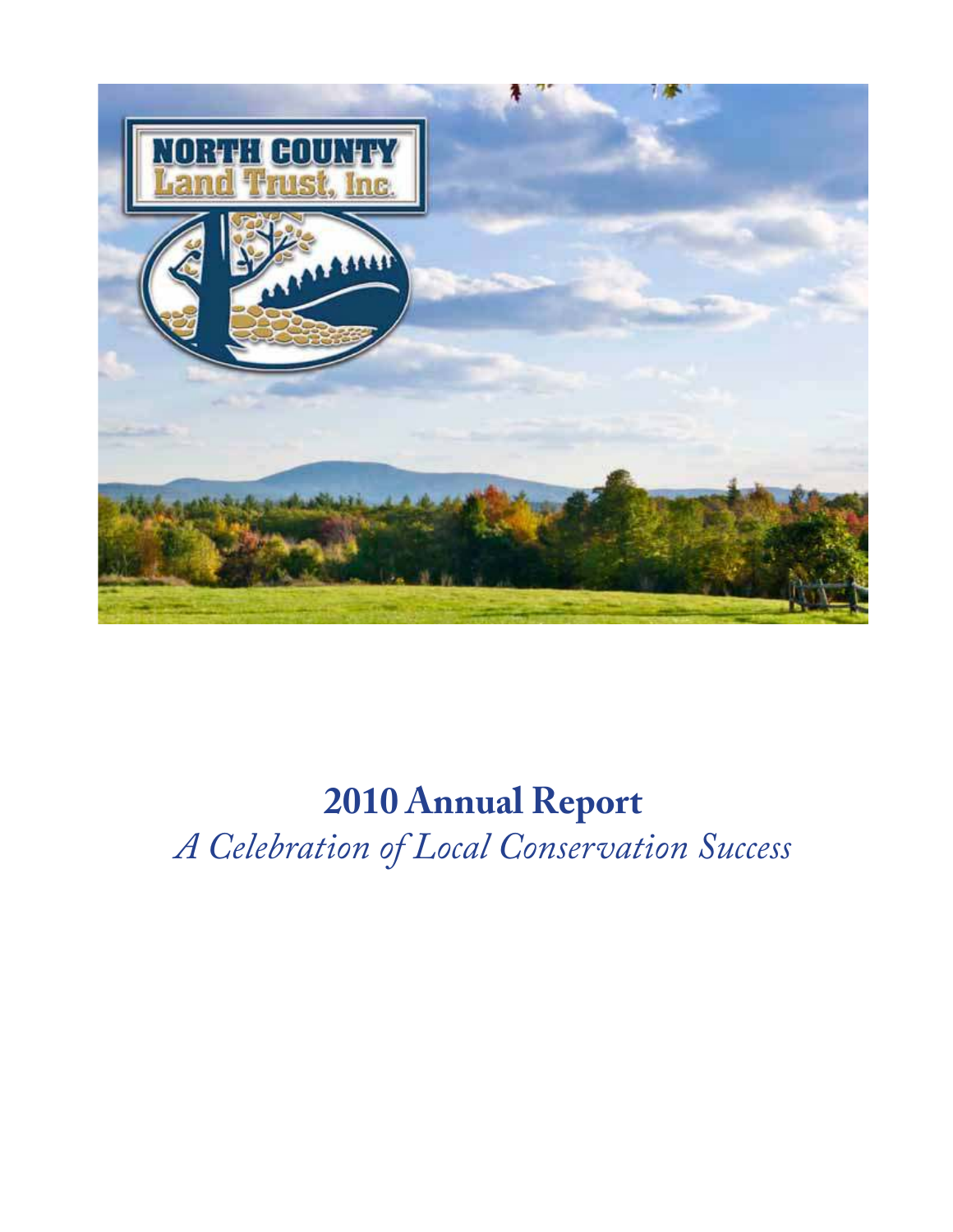# 2010 Annual Report

*A Celebration of Local Conservation Success*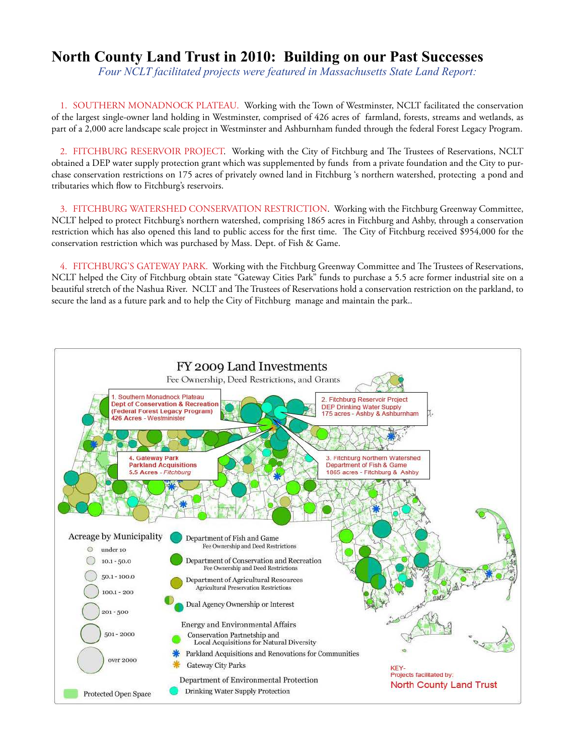# North County Land Trust in 2010: Building on our Past Successes

*Four NCLT facilitated projects were featured in Massachusetts State Land Report:*

1. SOUTHERN MONADNOCK PLATEAU. Working with the Town of Westminster, NCLT facilitated the conservation of the largest single-owner land holding in Westminster, comprised of 426 acres of farmland, forests, streams and wetlands, as part of a 2,000 acre landscape scale project in Westminster and Ashburnham funded through the federal Forest Legacy Program.

2. FITCHBURG RESERVOIR PROJECT. Working with the City of Fitchburg and The Trustees of Reservations, NCLT obtained a DEP water supply protection grant which was supplemented by funds from a private foundation and the City to purchase conservation restrictions on 175 acres of privately owned land in Fitchburg 's northern watershed, protecting a pond and tributaries which flow to Fitchburg's reservoirs.

3. FITCHBURG WATERSHED CONSERVATION RESTRICTION. Working with the Fitchburg Greenway Committee, NCLT helped to protect Fitchburg's northern watershed, comprising 1865 acres in Fitchburg and Ashby, through a conservation restriction which has also opened this land to public access for the first time. The City of Fitchburg received $954,000 for the conservation restriction which was purchased by Mass. Dept. of Fish & Game.

4. FITCHBURG'S GATEWAY PARK. Working with the Fitchburg Greenway Committee and The Trustees of Reservations, NCLT helped the City of Fitchburg obtain state "Gateway Cities Park" funds to purchase a 5.5 acre former industrial site on a beautiful stretch of the Nashua River. NCLT and The Trustees of Reservations hold a conservation restriction on the parkland, to secure the land as a future park and to help the City of Fitchburg manage and maintain the park..

## FY 2009 Land Investments

Fee Ownership, Deed Restrictions, and Grants

1. Southern Monadnock Plateau
**Dept of Conservation & Recreation (Federal Forest Legacy Program)**
**426 Acres** - Westminister

2. Fitchburg Reservoir Project
DEP Drinking Water Supply
175 acres - Ashby & Ashburnham

3. Fitchburg Northern Watershed
Department of Fish & Game
1865 acres - Fitchburg & Ashby

4. **Gateway Park**
**Parkland Acquisitions**
**5.5 Acres** - *Fitchburg*

Acreage by Municipality
- under 10
- 10.1 - 50.0
- 50.1 - 100.0
- 100.1 - 200
- 201 - 500
- 501 - 2000
- over 2000

Protected Open Space

Department of Fish and Game
Fee Ownership and Deed Restrictions

Department of Conservation and Recreation
Fee Ownership and Deed Restrictions

Department of Agricultural Resources
Agricultural Preservation Restrictions

Dual Agency Ownership or Interest

Energy and Environmental Affairs
- Conservation Partnetship and Local Acquisitions for Natural Diversity
- Parkland Acquisitions and Renovations for Communities
- Gateway City Parks

Department of Environmental Protection
- Drinking Water Supply Protection

KEY-
Projects facilitated by:
North County Land Trust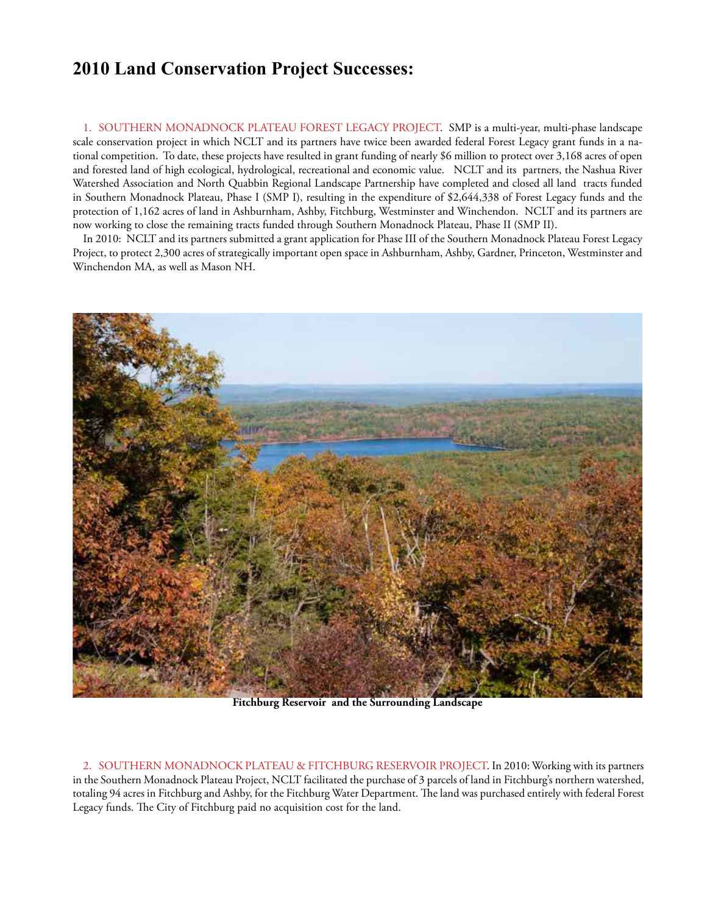# 2010 Land Conservation Project Successes:

1. SOUTHERN MONADNOCK PLATEAU FOREST LEGACY PROJECT. SMP is a multi-year, multi-phase landscape scale conservation project in which NCLT and its partners have twice been awarded federal Forest Legacy grant funds in a national competition. To date, these projects have resulted in grant funding of nearly $6 million to protect over 3,168 acres of open and forested land of high ecological, hydrological, recreational and economic value. NCLT and its partners, the Nashua River Watershed Association and North Quabbin Regional Landscape Partnership have completed and closed all land tracts funded in Southern Monadnock Plateau, Phase I (SMP I), resulting in the expenditure of $2,644,338 of Forest Legacy funds and the protection of 1,162 acres of land in Ashburnham, Ashby, Fitchburg, Westminster and Winchendon. NCLT and its partners are now working to close the remaining tracts funded through Southern Monadnock Plateau, Phase II (SMP II).

In 2010: NCLT and its partners submitted a grant application for Phase III of the Southern Monadnock Plateau Forest Legacy Project, to protect 2,300 acres of strategically important open space in Ashburnham, Ashby, Gardner, Princeton, Westminster and Winchendon MA, as well as Mason NH.

**Fitchburg Reservoir and the Surrounding Landscape**

2. SOUTHERN MONADNOCK PLATEAU & FITCHBURG RESERVOIR PROJECT. In 2010: Working with its partners in the Southern Monadnock Plateau Project, NCLT facilitated the purchase of 3 parcels of land in Fitchburg's northern watershed, totaling 94 acres in Fitchburg and Ashby, for the Fitchburg Water Department. The land was purchased entirely with federal Forest Legacy funds. The City of Fitchburg paid no acquisition cost for the land.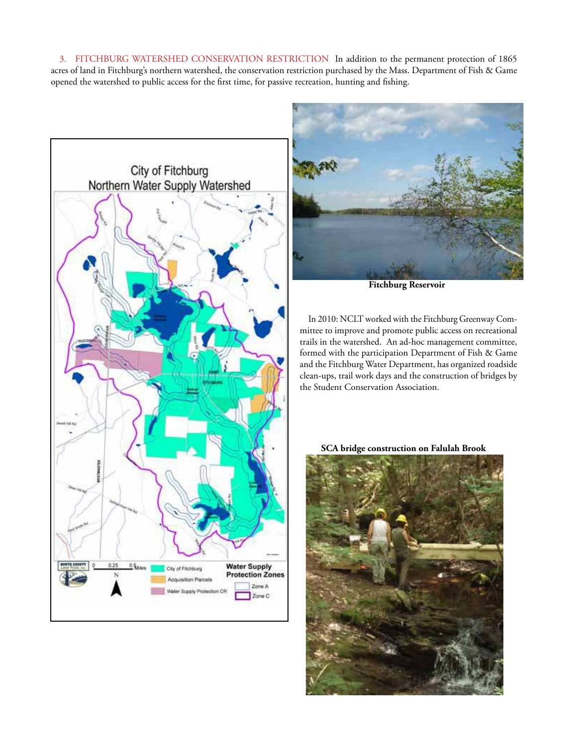3. FITCHBURG WATERSHED CONSERVATION RESTRICTION In addition to the permanent protection of 1865 acres of land in Fitchburg's northern watershed, the conservation restriction purchased by the Mass. Department of Fish & Game opened the watershed to public access for the first time, for passive recreation, hunting and fishing.

Fitchburg Reservoir

In 2010: NCLT worked with the Fitchburg Greenway Committee to improve and promote public access on recreational trails in the watershed. An ad-hoc management committee, formed with the participation Department of Fish & Game and the Fitchburg Water Department, has organized roadside clean-ups, trail work days and the construction of bridges by the Student Conservation Association.

SCA bridge construction on Falulah Brook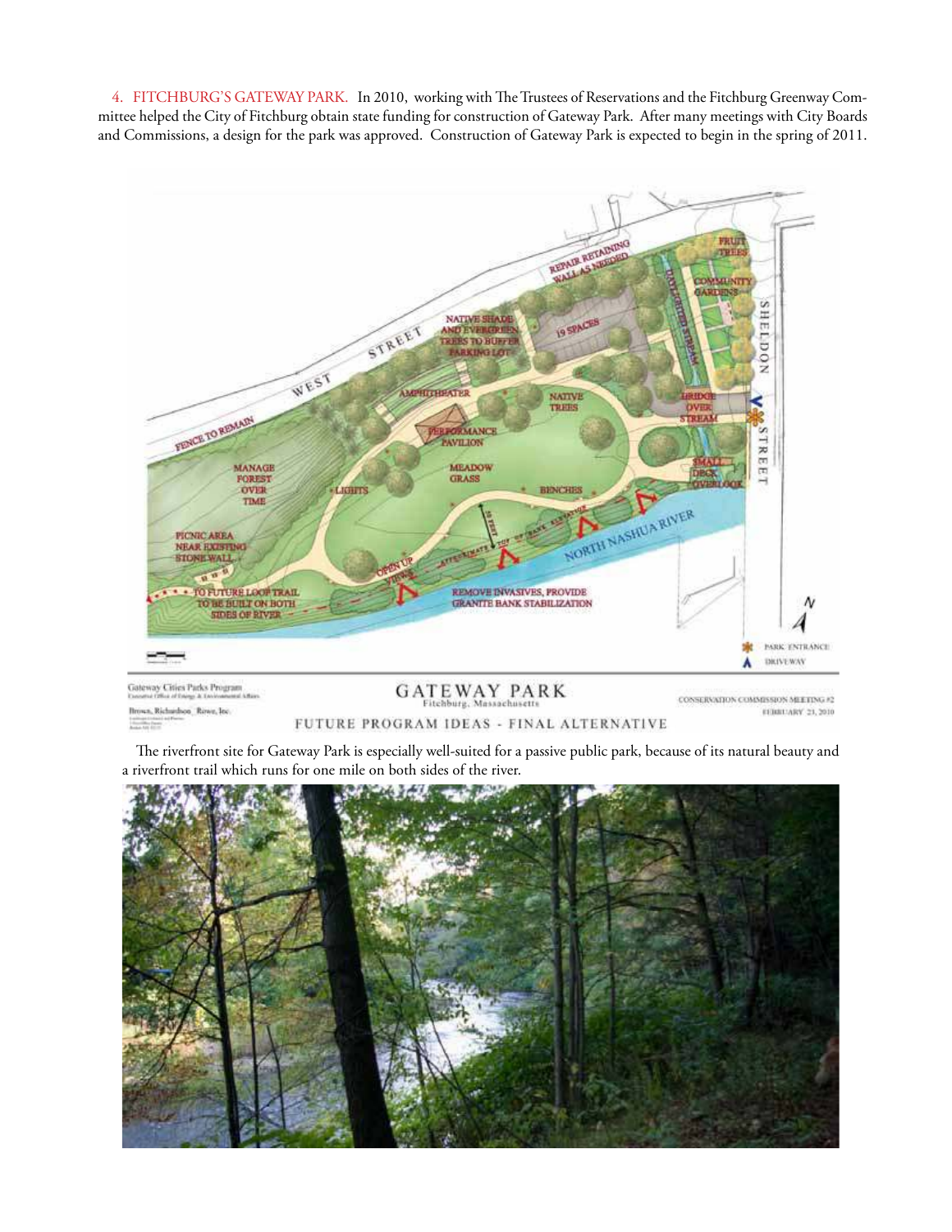4. FITCHBURG'S GATEWAY PARK. In 2010, working with The Trustees of Reservations and the Fitchburg Greenway Committee helped the City of Fitchburg obtain state funding for construction of Gateway Park. After many meetings with City Boards and Commissions, a design for the park was approved. Construction of Gateway Park is expected to begin in the spring of 2011.

The riverfront site for Gateway Park is especially well-suited for a passive public park, because of its natural beauty and a riverfront trail which runs for one mile on both sides of the river.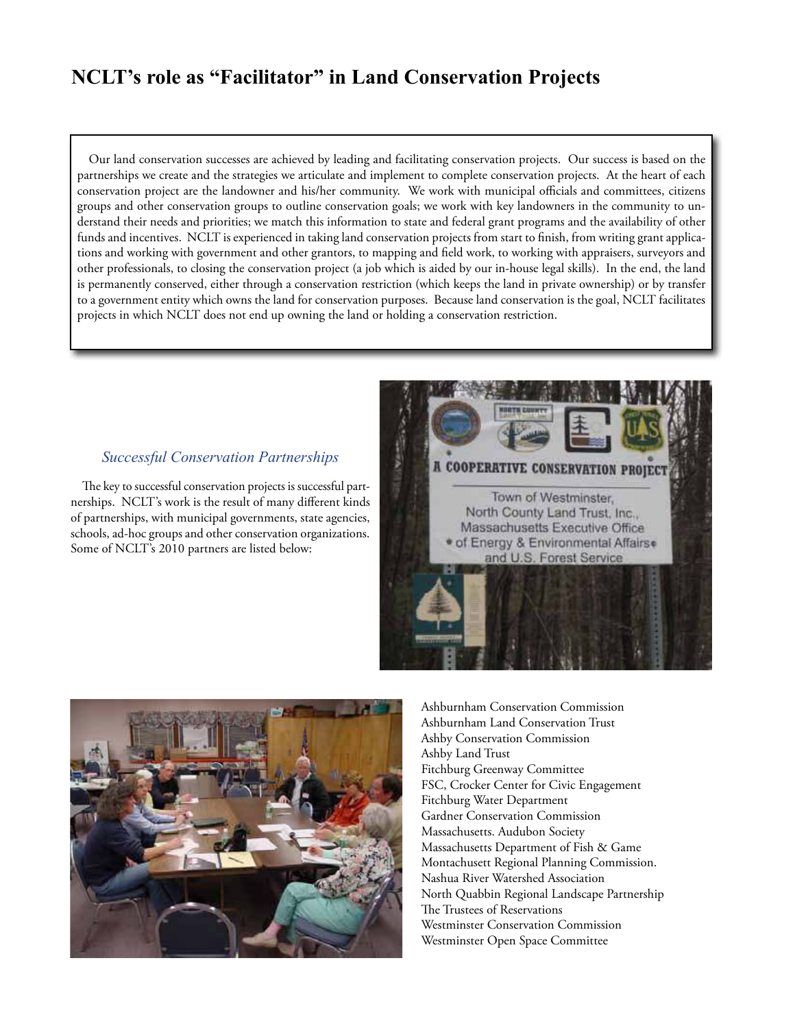# NCLT's role as "Facilitator" in Land Conservation Projects

Our land conservation successes are achieved by leading and facilitating conservation projects. Our success is based on the partnerships we create and the strategies we articulate and implement to complete conservation projects. At the heart of each conservation project are the landowner and his/her community. We work with municipal officials and committees, citizens groups and other conservation groups to outline conservation goals; we work with key landowners in the community to understand their needs and priorities; we match this information to state and federal grant programs and the availability of other funds and incentives. NCLT is experienced in taking land conservation projects from start to finish, from writing grant applications and working with government and other grantors, to mapping and field work, to working with appraisers, surveyors and other professionals, to closing the conservation project (a job which is aided by our in-house legal skills). In the end, the land is permanently conserved, either through a conservation restriction (which keeps the land in private ownership) or by transfer to a government entity which owns the land for conservation purposes. Because land conservation is the goal, NCLT facilitates projects in which NCLT does not end up owning the land or holding a conservation restriction.

## *Successful Conservation Partnerships*

The key to successful conservation projects is successful partnerships. NCLT's work is the result of many different kinds of partnerships, with municipal governments, state agencies, schools, ad-hoc groups and other conservation organizations. Some of NCLT's 2010 partners are listed below:

Ashburnham Conservation Commission
Ashburnham Land Conservation Trust
Ashby Conservation Commission
Ashby Land Trust
Fitchburg Greenway Committee
FSC, Crocker Center for Civic Engagement
Fitchburg Water Department
Gardner Conservation Commission
Massachusetts. Audubon Society
Massachusetts Department of Fish & Game
Montachusett Regional Planning Commission.
Nashua River Watershed Association
North Quabbin Regional Landscape Partnership
The Trustees of Reservations
Westminster Conservation Commission
Westminster Open Space Committee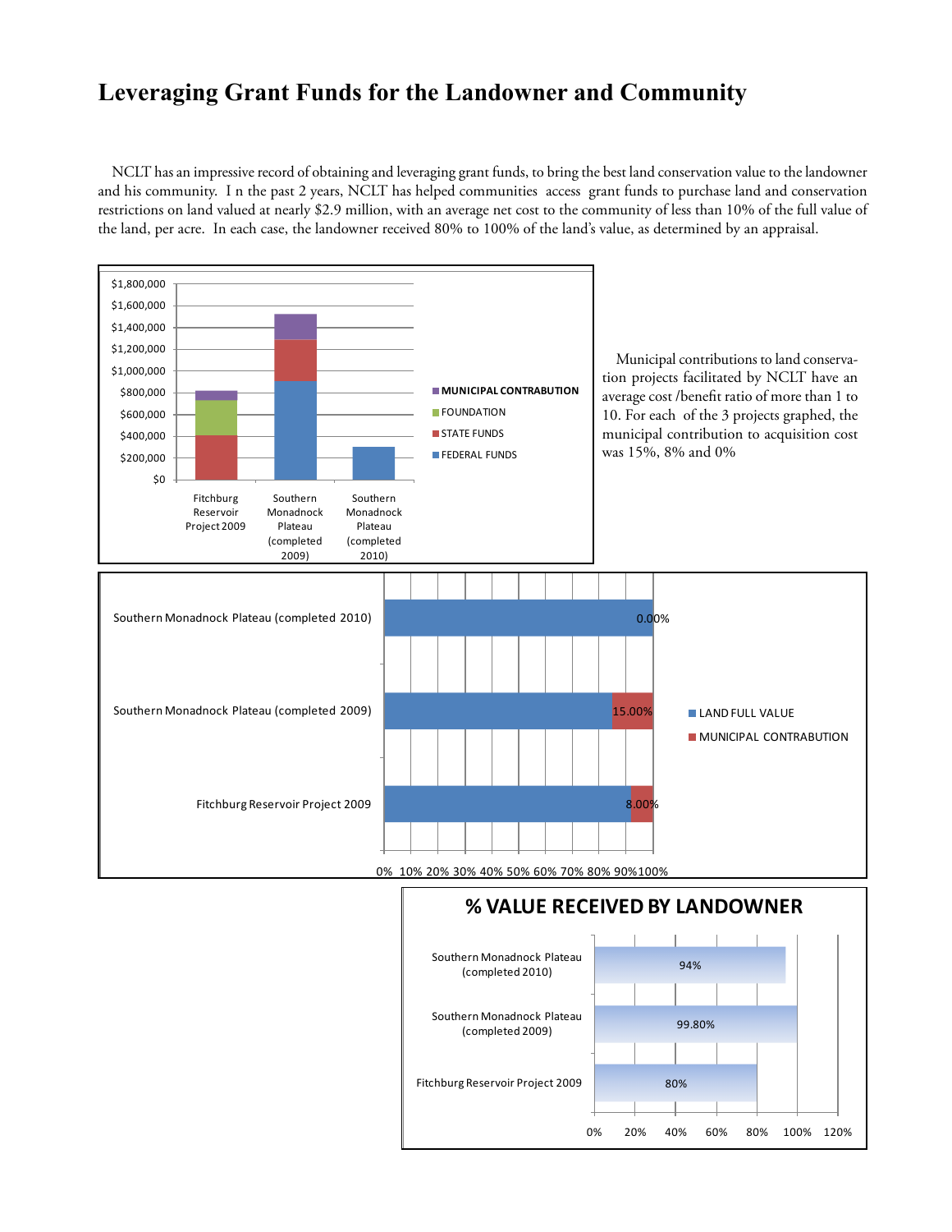# Leveraging Grant Funds for the Landowner and Community

NCLT has an impressive record of obtaining and leveraging grant funds, to bring the best land conservation value to the landowner and his community. I n the past 2 years, NCLT has helped communities access grant funds to purchase land and conservation restrictions on land valued at nearly $2.9 million, with an average net cost to the community of less than 10% of the full value of the land, per acre. In each case, the landowner received 80% to 100% of the land's value, as determined by an appraisal.

Municipal contributions to land conservation projects facilitated by NCLT have an average cost /benefit ratio of more than 1 to 10. For each of the 3 projects graphed, the municipal contribution to acquisition cost was 15%, 8% and 0%

| Project | Municipal Contribution (% of land full value) |
|---|---|
| Southern Monadnock Plateau (completed 2010) | 0.00% |
| Southern Monadnock Plateau (completed 2009) | 15.00% |
| Fitchburg Reservoir Project 2009 | 8.00% |

**% VALUE RECEIVED BY LANDOWNER**

| Project | % Value Received by Landowner |
|---|---|
| Southern Monadnock Plateau (completed 2010) | 94% |
| Southern Monadnock Plateau (completed 2009) | 99.80% |
| Fitchburg Reservoir Project 2009 | 80% |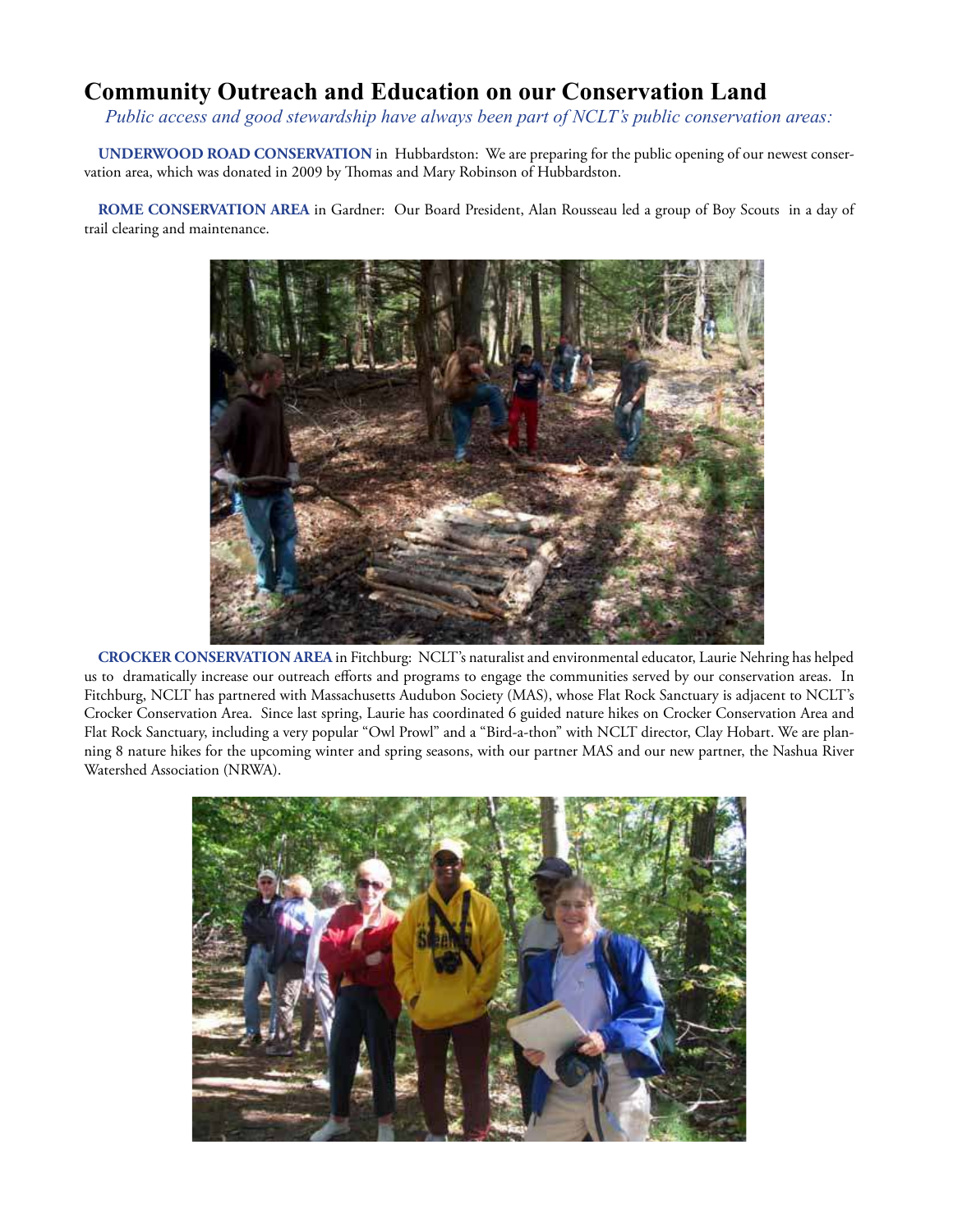# Community Outreach and Education on our Conservation Land

*Public access and good stewardship have always been part of NCLT's public conservation areas:*

**UNDERWOOD ROAD CONSERVATION** in Hubbardston: We are preparing for the public opening of our newest conservation area, which was donated in 2009 by Thomas and Mary Robinson of Hubbardston.

**ROME CONSERVATION AREA** in Gardner: Our Board President, Alan Rousseau led a group of Boy Scouts in a day of trail clearing and maintenance.

**CROCKER CONSERVATION AREA** in Fitchburg: NCLT's naturalist and environmental educator, Laurie Nehring has helped us to dramatically increase our outreach efforts and programs to engage the communities served by our conservation areas. In Fitchburg, NCLT has partnered with Massachusetts Audubon Society (MAS), whose Flat Rock Sanctuary is adjacent to NCLT's Crocker Conservation Area. Since last spring, Laurie has coordinated 6 guided nature hikes on Crocker Conservation Area and Flat Rock Sanctuary, including a very popular "Owl Prowl" and a "Bird-a-thon" with NCLT director, Clay Hobart. We are planning 8 nature hikes for the upcoming winter and spring seasons, with our partner MAS and our new partner, the Nashua River Watershed Association (NRWA).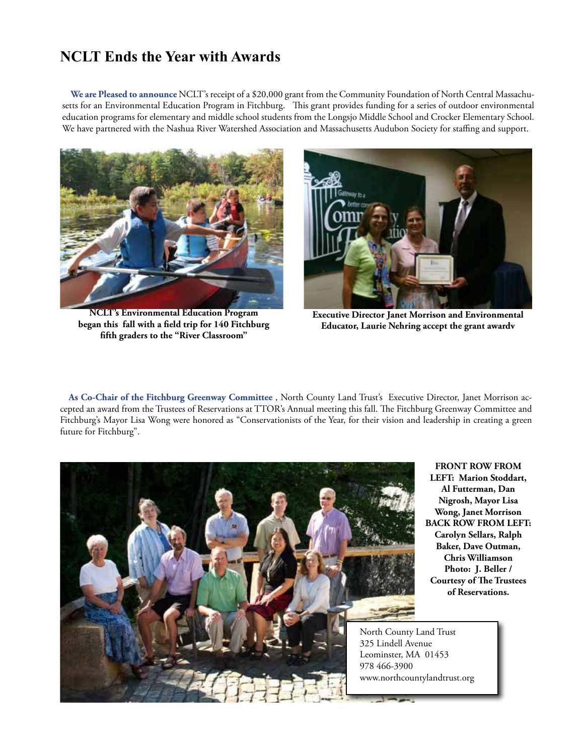# NCLT Ends the Year with Awards

**We are Pleased to announce** NCLT's receipt of a $20,000 grant from the Community Foundation of North Central Massachusetts for an Environmental Education Program in Fitchburg. This grant provides funding for a series of outdoor environmental education programs for elementary and middle school students from the Longsjo Middle School and Crocker Elementary School. We have partnered with the Nashua River Watershed Association and Massachusetts Audubon Society for staffing and support.

**NCLT's Environmental Education Program began this fall with a field trip for 140 Fitchburg fifth graders to the "River Classroom"**

**Executive Director Janet Morrison and Environmental Educator, Laurie Nehring accept the grant awardv**

**As Co-Chair of the Fitchburg Greenway Committee** , North County Land Trust's Executive Director, Janet Morrison accepted an award from the Trustees of Reservations at TTOR's Annual meeting this fall. The Fitchburg Greenway Committee and Fitchburg's Mayor Lisa Wong were honored as "Conservationists of the Year, for their vision and leadership in creating a green future for Fitchburg".

**FRONT ROW FROM LEFT: Marion Stoddart, Al Futterman, Dan Nigrosh, Mayor Lisa Wong, Janet Morrison BACK ROW FROM LEFT: Carolyn Sellars, Ralph Baker, Dave Outman, Chris Williamson Photo: J. Beller / Courtesy of The Trustees of Reservations.**

North County Land Trust
325 Lindell Avenue
Leominster, MA 01453
978 466-3900
www.northcountylandtrust.org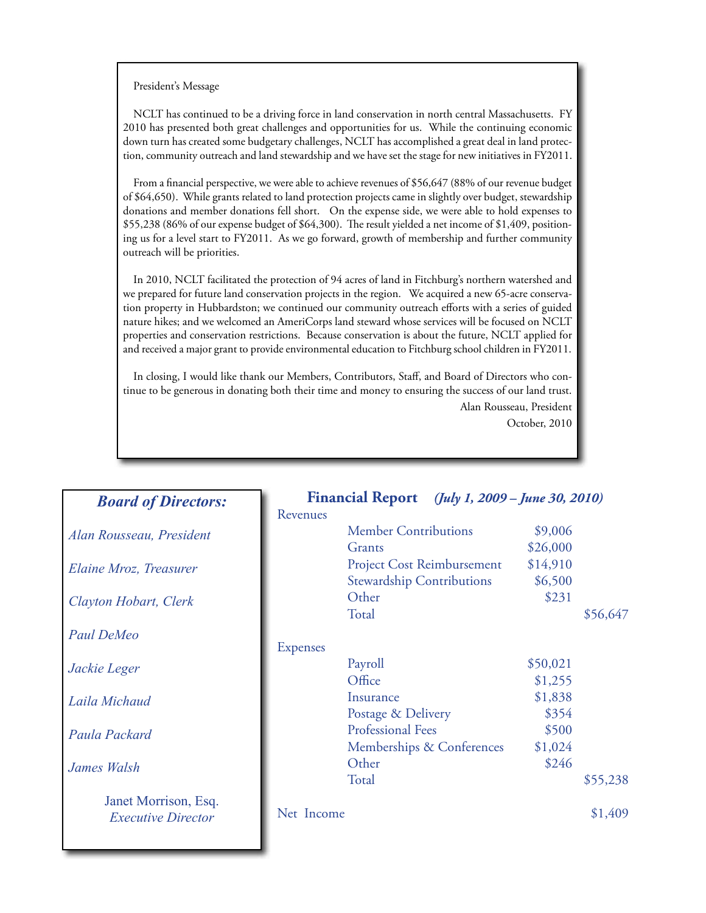## President's Message

NCLT has continued to be a driving force in land conservation in north central Massachusetts. FY 2010 has presented both great challenges and opportunities for us. While the continuing economic down turn has created some budgetary challenges, NCLT has accomplished a great deal in land protection, community outreach and land stewardship and we have set the stage for new initiatives in FY2011.

From a financial perspective, we were able to achieve revenues of $56,647 (88% of our revenue budget of $64,650). While grants related to land protection projects came in slightly over budget, stewardship donations and member donations fell short. On the expense side, we were able to hold expenses to $55,238 (86% of our expense budget of $64,300). The result yielded a net income of $1,409, positioning us for a level start to FY2011. As we go forward, growth of membership and further community outreach will be priorities.

In 2010, NCLT facilitated the protection of 94 acres of land in Fitchburg's northern watershed and we prepared for future land conservation projects in the region. We acquired a new 65-acre conservation property in Hubbardston; we continued our community outreach efforts with a series of guided nature hikes; and we welcomed an AmeriCorps land steward whose services will be focused on NCLT properties and conservation restrictions. Because conservation is about the future, NCLT applied for and received a major grant to provide environmental education to Fitchburg school children in FY2011.

In closing, I would like thank our Members, Contributors, Staff, and Board of Directors who continue to be generous in donating both their time and money to ensuring the success of our land trust.

Alan Rousseau, President

October, 2010

## *Board of Directors:*

*Alan Rousseau, President*

*Elaine Mroz, Treasurer*

*Clayton Hobart, Clerk*

*Paul DeMeo*

*Jackie Leger*

*Laila Michaud*

*Paula Packard*

*James Walsh*

Janet Morrison, Esq.
*Executive Director*

## Financial Report *(July 1, 2009 – June 30, 2010)*

| | | | |
|---|---|---|---|
| Revenues | | | |
| | Member Contributions | $9,006 | |
| | Grants | $26,000 | |
| | Project Cost Reimbursement | $14,910 | |
| | Stewardship Contributions | $6,500 | |
| | Other | $231 | |
| | Total | | $56,647 |
| Expenses | | | |
| | Payroll | $50,021 | |
| | Office | $1,255 | |
| | Insurance | $1,838 | |
| | Postage & Delivery | $354 | |
| | Professional Fees | $500 | |
| | Memberships & Conferences | $1,024 | |
| | Other | $246 | |
| | Total | | $55,238 |
| Net Income | | | $1,409 |